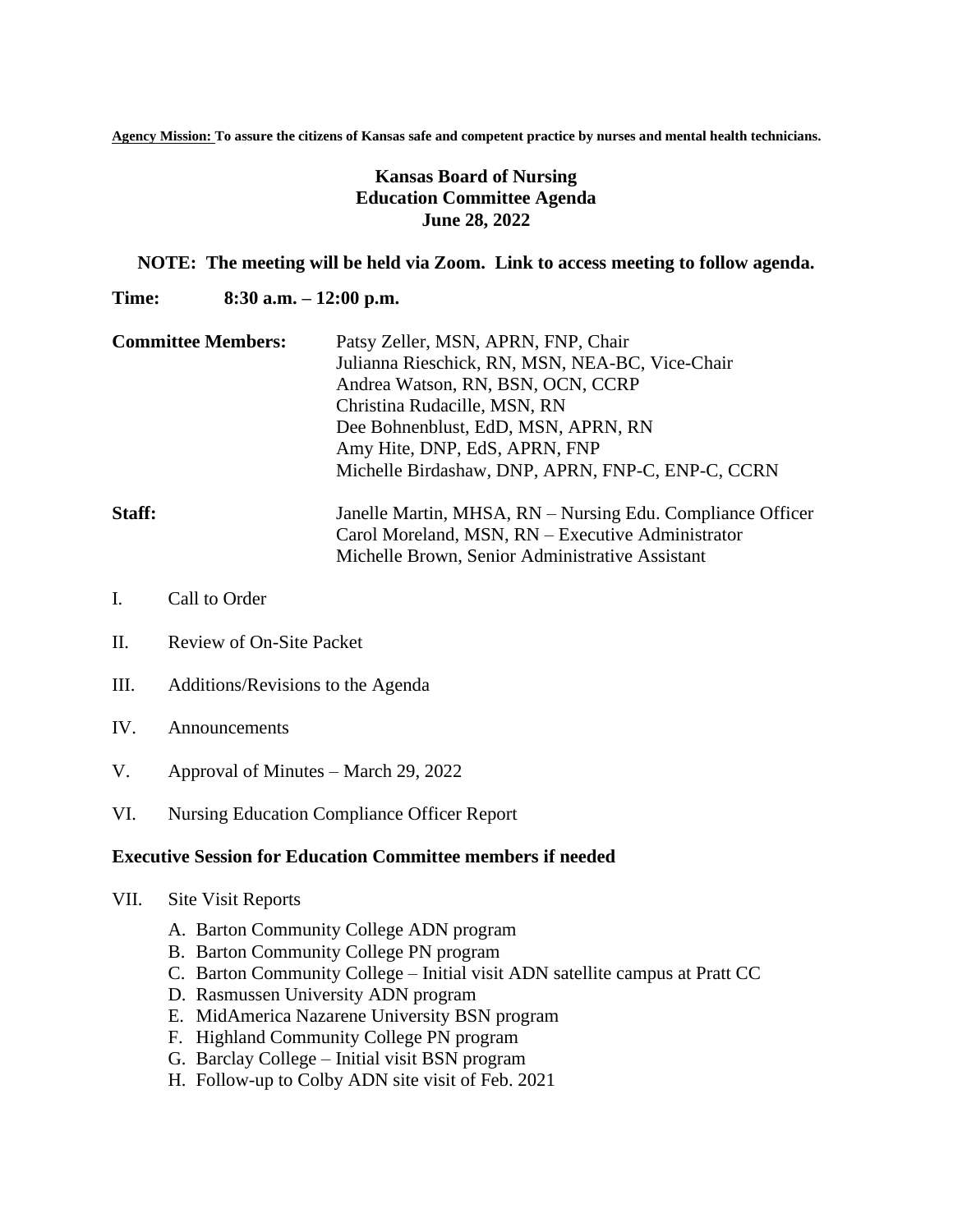**Agency Mission:** **To assure the citizens of Kansas safe and competent practice by nurses and mental health technicians.**

# Kansas Board of Nursing
## Education Committee Agenda
## June 28, 2022

**NOTE: The meeting will be held via Zoom. Link to access meeting to follow agenda.**

**Time:** **8:30 a.m. – 12:00 p.m.**

**Committee Members:**
Patsy Zeller, MSN, APRN, FNP, Chair
Julianna Rieschick, RN, MSN, NEA-BC, Vice-Chair
Andrea Watson, RN, BSN, OCN, CCRP
Christina Rudacille, MSN, RN
Dee Bohnenblust, EdD, MSN, APRN, RN
Amy Hite, DNP, EdS, APRN, FNP
Michelle Birdashaw, DNP, APRN, FNP-C, ENP-C, CCRN

**Staff:**
Janelle Martin, MHSA, RN – Nursing Edu. Compliance Officer
Carol Moreland, MSN, RN – Executive Administrator
Michelle Brown, Senior Administrative Assistant

I. Call to Order

II. Review of On-Site Packet

III. Additions/Revisions to the Agenda

IV. Announcements

V. Approval of Minutes – March 29, 2022

VI. Nursing Education Compliance Officer Report

**Executive Session for Education Committee members if needed**

VII. Site Visit Reports

A. Barton Community College ADN program
B. Barton Community College PN program
C. Barton Community College – Initial visit ADN satellite campus at Pratt CC
D. Rasmussen University ADN program
E. MidAmerica Nazarene University BSN program
F. Highland Community College PN program
G. Barclay College – Initial visit BSN program
H. Follow-up to Colby ADN site visit of Feb. 2021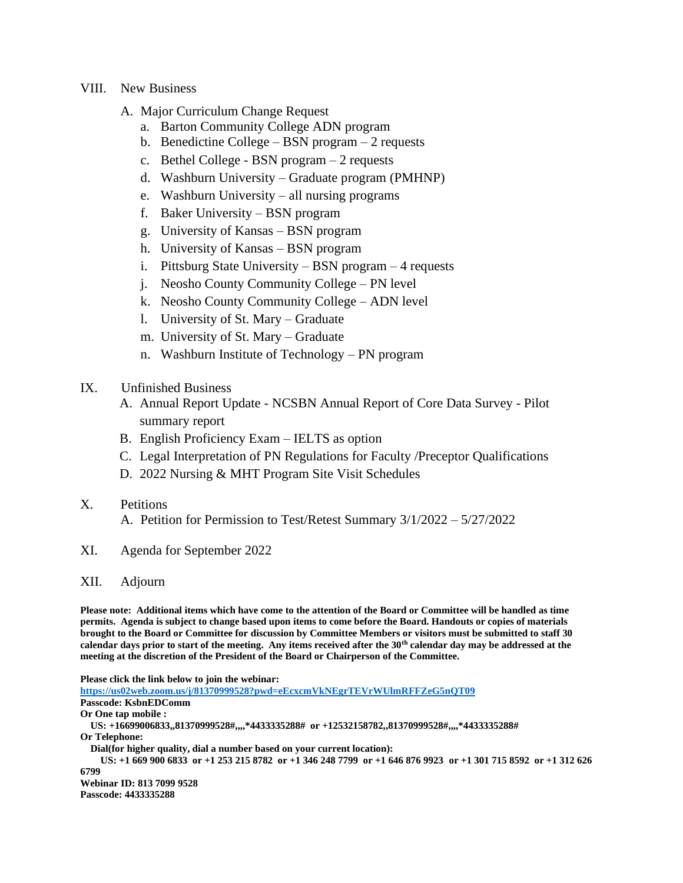VIII. New Business

A. Major Curriculum Change Request
   a. Barton Community College ADN program
   b. Benedictine College – BSN program – 2 requests
   c. Bethel College - BSN program – 2 requests
   d. Washburn University – Graduate program (PMHNP)
   e. Washburn University – all nursing programs
   f. Baker University – BSN program
   g. University of Kansas – BSN program
   h. University of Kansas – BSN program
   i. Pittsburg State University – BSN program – 4 requests
   j. Neosho County Community College – PN level
   k. Neosho County Community College – ADN level
   l. University of St. Mary – Graduate
   m. University of St. Mary – Graduate
   n. Washburn Institute of Technology – PN program

IX. Unfinished Business

A. Annual Report Update - NCSBN Annual Report of Core Data Survey - Pilot summary report
B. English Proficiency Exam – IELTS as option
C. Legal Interpretation of PN Regulations for Faculty /Preceptor Qualifications
D. 2022 Nursing & MHT Program Site Visit Schedules

X. Petitions

A. Petition for Permission to Test/Retest Summary 3/1/2022 – 5/27/2022

XI. Agenda for September 2022

XII. Adjourn

**Please note: Additional items which have come to the attention of the Board or Committee will be handled as time permits. Agenda is subject to change based upon items to come before the Board. Handouts or copies of materials brought to the Board or Committee for discussion by Committee Members or visitors must be submitted to staff 30 calendar days prior to start of the meeting. Any items received after the 30th calendar day may be addressed at the meeting at the discretion of the President of the Board or Chairperson of the Committee.**

**Please click the link below to join the webinar:**
**https://us02web.zoom.us/j/81370999528?pwd=eEcxcmVkNEgrTEVrWUlmRFFZeG5nQT09**
**Passcode: KsbnEDComm**
**Or One tap mobile :**
**US: +16699006833,,81370999528#,,,,*4433335288# or +12532158782,,81370999528#,,,,*4433335288#**
**Or Telephone:**
**Dial(for higher quality, dial a number based on your current location):**
**US: +1 669 900 6833 or +1 253 215 8782 or +1 346 248 7799 or +1 646 876 9923 or +1 301 715 8592 or +1 312 626 6799**
**Webinar ID: 813 7099 9528**
**Passcode: 4433335288**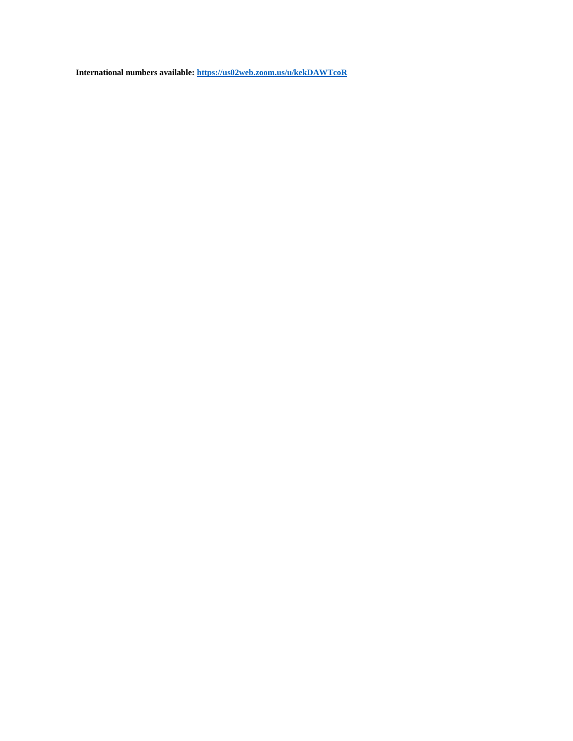**International numbers available:** **https://us02web.zoom.us/u/kekDAWTcoR**